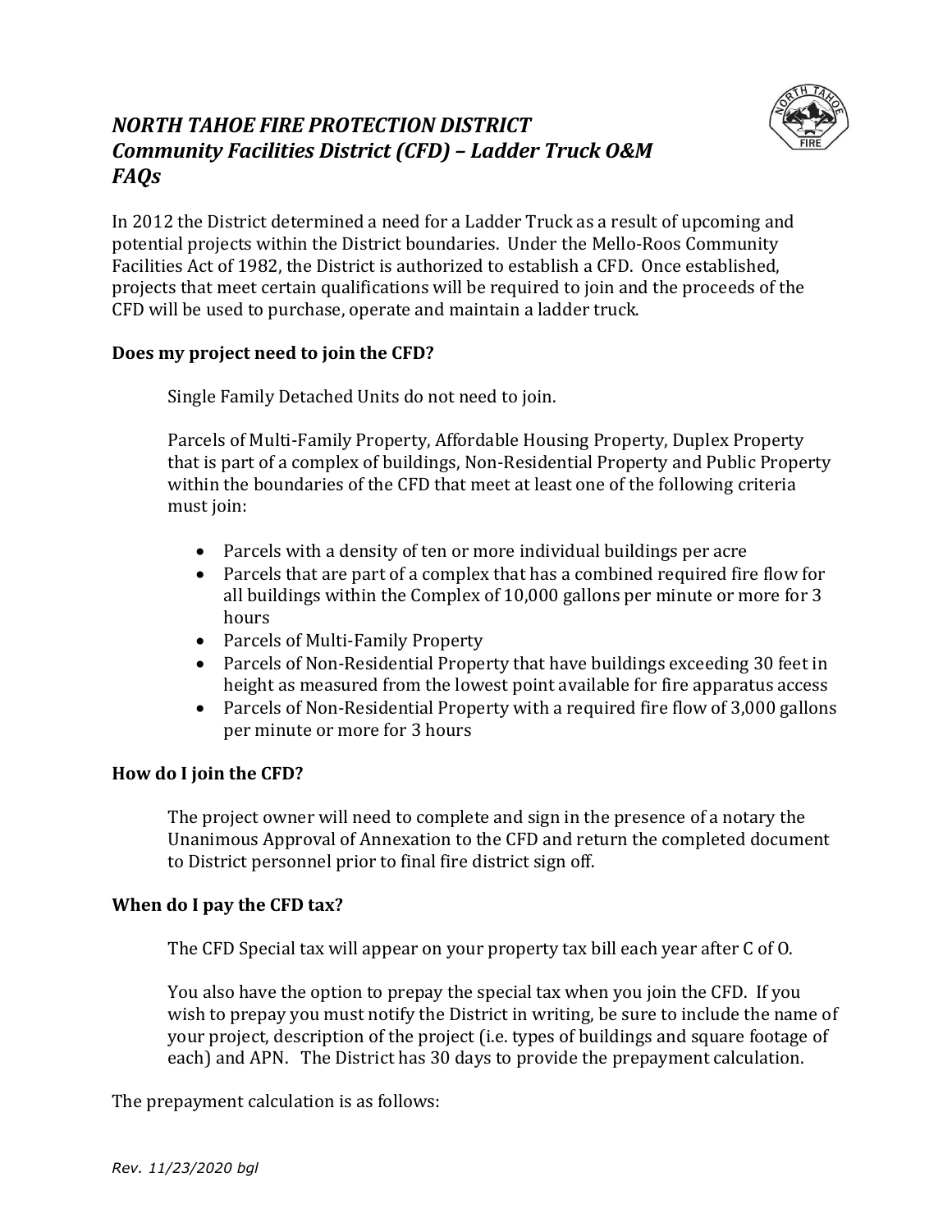# *NORTH TAHOE FIRE PROTECTION DISTRICT*
# *Community Facilities District (CFD) – Ladder Truck O&M*
# *FAQs*

In 2012 the District determined a need for a Ladder Truck as a result of upcoming and potential projects within the District boundaries. Under the Mello-Roos Community Facilities Act of 1982, the District is authorized to establish a CFD. Once established, projects that meet certain qualifications will be required to join and the proceeds of the CFD will be used to purchase, operate and maintain a ladder truck.

**Does my project need to join the CFD?**

Single Family Detached Units do not need to join.

Parcels of Multi-Family Property, Affordable Housing Property, Duplex Property that is part of a complex of buildings, Non-Residential Property and Public Property within the boundaries of the CFD that meet at least one of the following criteria must join:

- Parcels with a density of ten or more individual buildings per acre
- Parcels that are part of a complex that has a combined required fire flow for all buildings within the Complex of 10,000 gallons per minute or more for 3 hours
- Parcels of Multi-Family Property
- Parcels of Non-Residential Property that have buildings exceeding 30 feet in height as measured from the lowest point available for fire apparatus access
- Parcels of Non-Residential Property with a required fire flow of 3,000 gallons per minute or more for 3 hours

**How do I join the CFD?**

The project owner will need to complete and sign in the presence of a notary the Unanimous Approval of Annexation to the CFD and return the completed document to District personnel prior to final fire district sign off.

**When do I pay the CFD tax?**

The CFD Special tax will appear on your property tax bill each year after C of O.

You also have the option to prepay the special tax when you join the CFD. If you wish to prepay you must notify the District in writing, be sure to include the name of your project, description of the project (i.e. types of buildings and square footage of each) and APN. The District has 30 days to provide the prepayment calculation.

The prepayment calculation is as follows:

*Rev. 11/23/2020 bgl*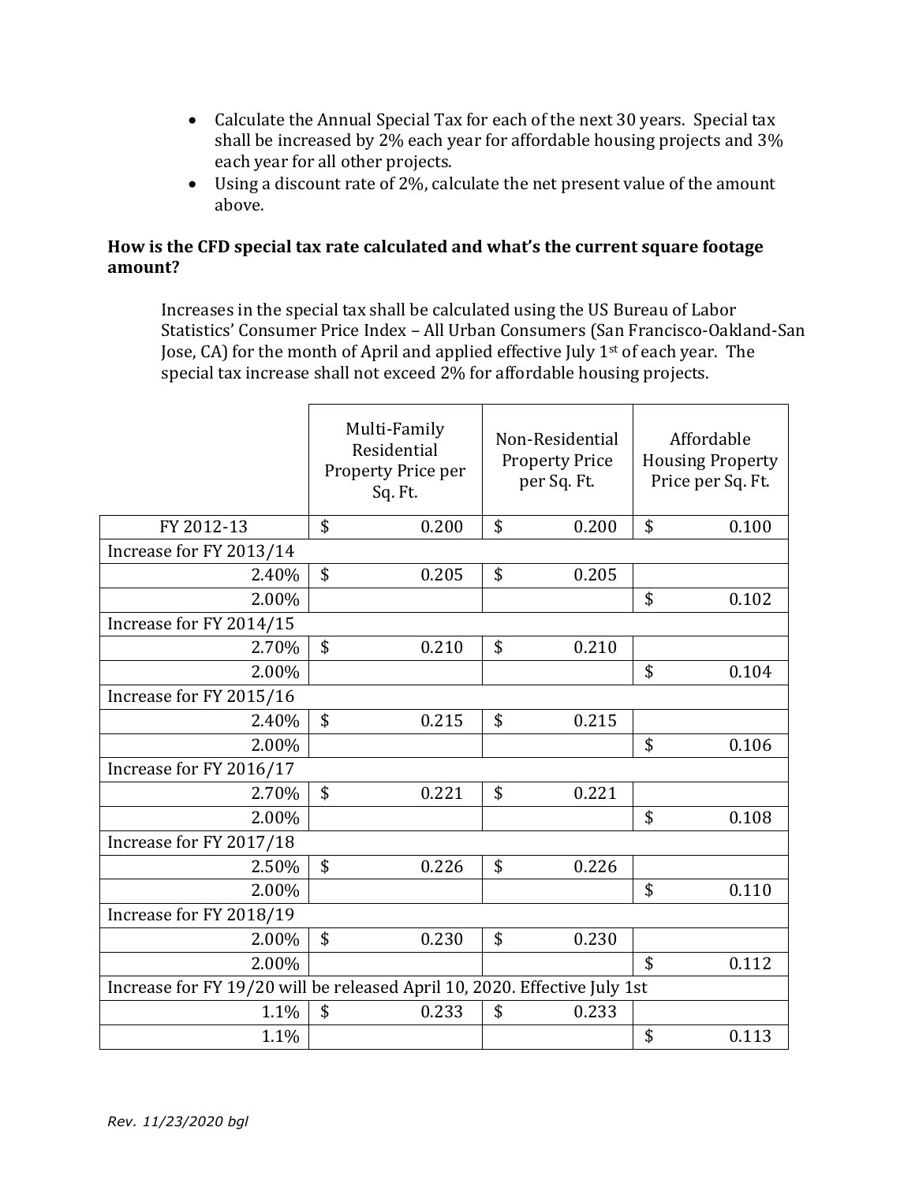- Calculate the Annual Special Tax for each of the next 30 years. Special tax shall be increased by 2% each year for affordable housing projects and 3% each year for all other projects.
- Using a discount rate of 2%, calculate the net present value of the amount above.

**How is the CFD special tax rate calculated and what's the current square footage amount?**

Increases in the special tax shall be calculated using the US Bureau of Labor Statistics' Consumer Price Index – All Urban Consumers (San Francisco-Oakland-San Jose, CA) for the month of April and applied effective July 1st of each year. The special tax increase shall not exceed 2% for affordable housing projects.

| | Multi-Family Residential Property Price per Sq. Ft. | Non-Residential Property Price per Sq. Ft. | Affordable Housing Property Price per Sq. Ft. |
|---|---|---|---|
| FY 2012-13 | $ 0.200 | $ 0.200 | $ 0.100 |
| Increase for FY 2013/14 | | | |
| 2.40% | $ 0.205 | $ 0.205 | |
| 2.00% | | | $ 0.102 |
| Increase for FY 2014/15 | | | |
| 2.70% | $ 0.210 | $ 0.210 | |
| 2.00% | | | $ 0.104 |
| Increase for FY 2015/16 | | | |
| 2.40% | $ 0.215 | $ 0.215 | |
| 2.00% | | | $ 0.106 |
| Increase for FY 2016/17 | | | |
| 2.70% | $ 0.221 | $ 0.221 | |
| 2.00% | | | $ 0.108 |
| Increase for FY 2017/18 | | | |
| 2.50% | $ 0.226 | $ 0.226 | |
| 2.00% | | | $ 0.110 |
| Increase for FY 2018/19 | | | |
| 2.00% | $ 0.230 | $ 0.230 | |
| 2.00% | | | $ 0.112 |
| Increase for FY 19/20 will be released April 10, 2020. Effective July 1st | | | |
| 1.1% | $ 0.233 | $ 0.233 | |
| 1.1% | | | $ 0.113 |

*Rev. 11/23/2020 bgl*